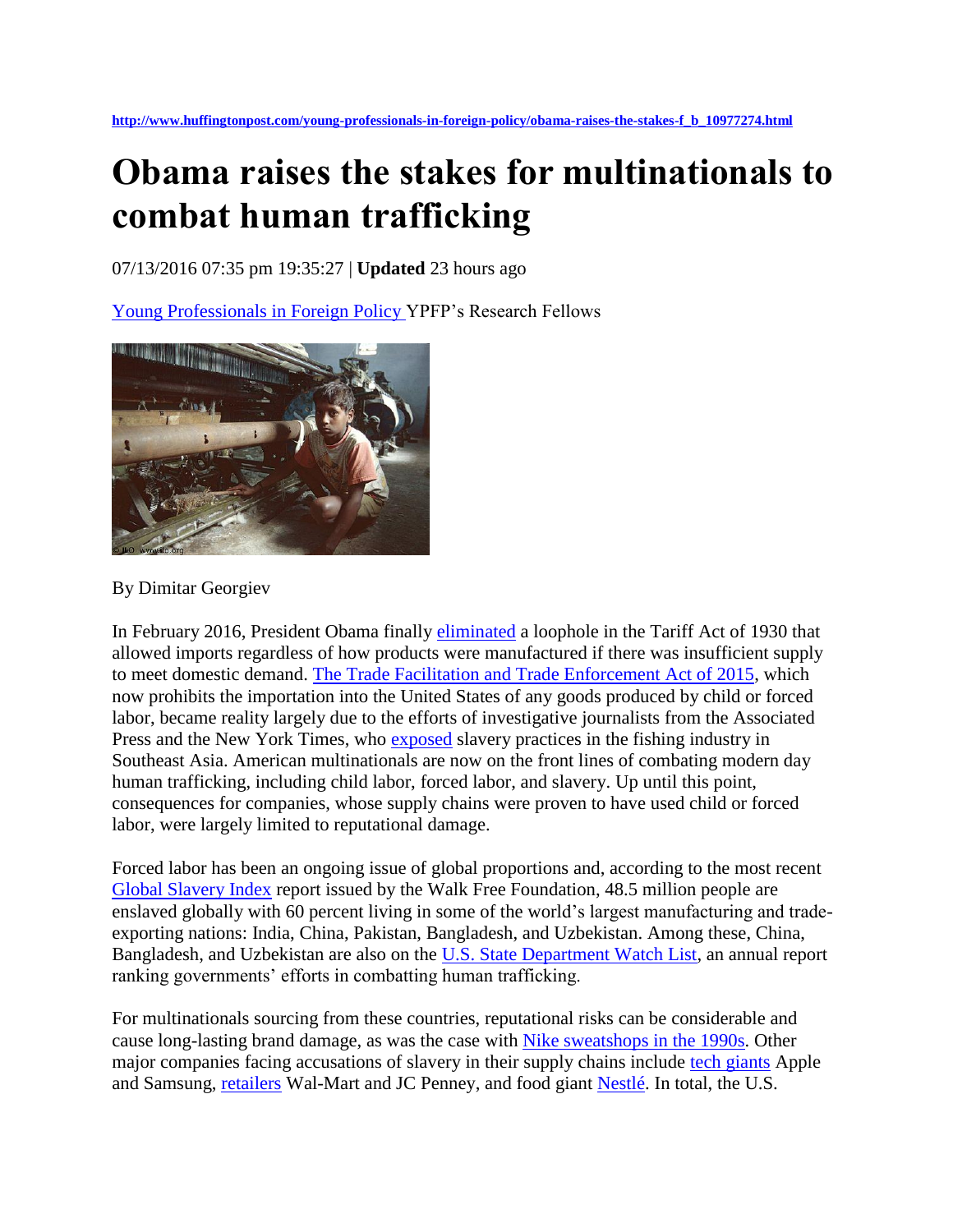http://www.huffingtonpost.com/young-professionals-in-foreign-policy/obama-raises-the-stakes-f_b_10977274.html

# Obama raises the stakes for multinationals to combat human trafficking

07/13/2016 07:35 pm 19:35:27 | **Updated** 23 hours ago

Young Professionals in Foreign Policy YPFP's Research Fellows

By Dimitar Georgiev

In February 2016, President Obama finally eliminated a loophole in the Tariff Act of 1930 that allowed imports regardless of how products were manufactured if there was insufficient supply to meet domestic demand. The Trade Facilitation and Trade Enforcement Act of 2015, which now prohibits the importation into the United States of any goods produced by child or forced labor, became reality largely due to the efforts of investigative journalists from the Associated Press and the New York Times, who exposed slavery practices in the fishing industry in Southeast Asia. American multinationals are now on the front lines of combating modern day human trafficking, including child labor, forced labor, and slavery. Up until this point, consequences for companies, whose supply chains were proven to have used child or forced labor, were largely limited to reputational damage.

Forced labor has been an ongoing issue of global proportions and, according to the most recent Global Slavery Index report issued by the Walk Free Foundation, 48.5 million people are enslaved globally with 60 percent living in some of the world's largest manufacturing and trade-exporting nations: India, China, Pakistan, Bangladesh, and Uzbekistan. Among these, China, Bangladesh, and Uzbekistan are also on the U.S. State Department Watch List, an annual report ranking governments' efforts in combatting human trafficking.

For multinationals sourcing from these countries, reputational risks can be considerable and cause long-lasting brand damage, as was the case with Nike sweatshops in the 1990s. Other major companies facing accusations of slavery in their supply chains include tech giants Apple and Samsung, retailers Wal-Mart and JC Penney, and food giant Nestlé. In total, the U.S.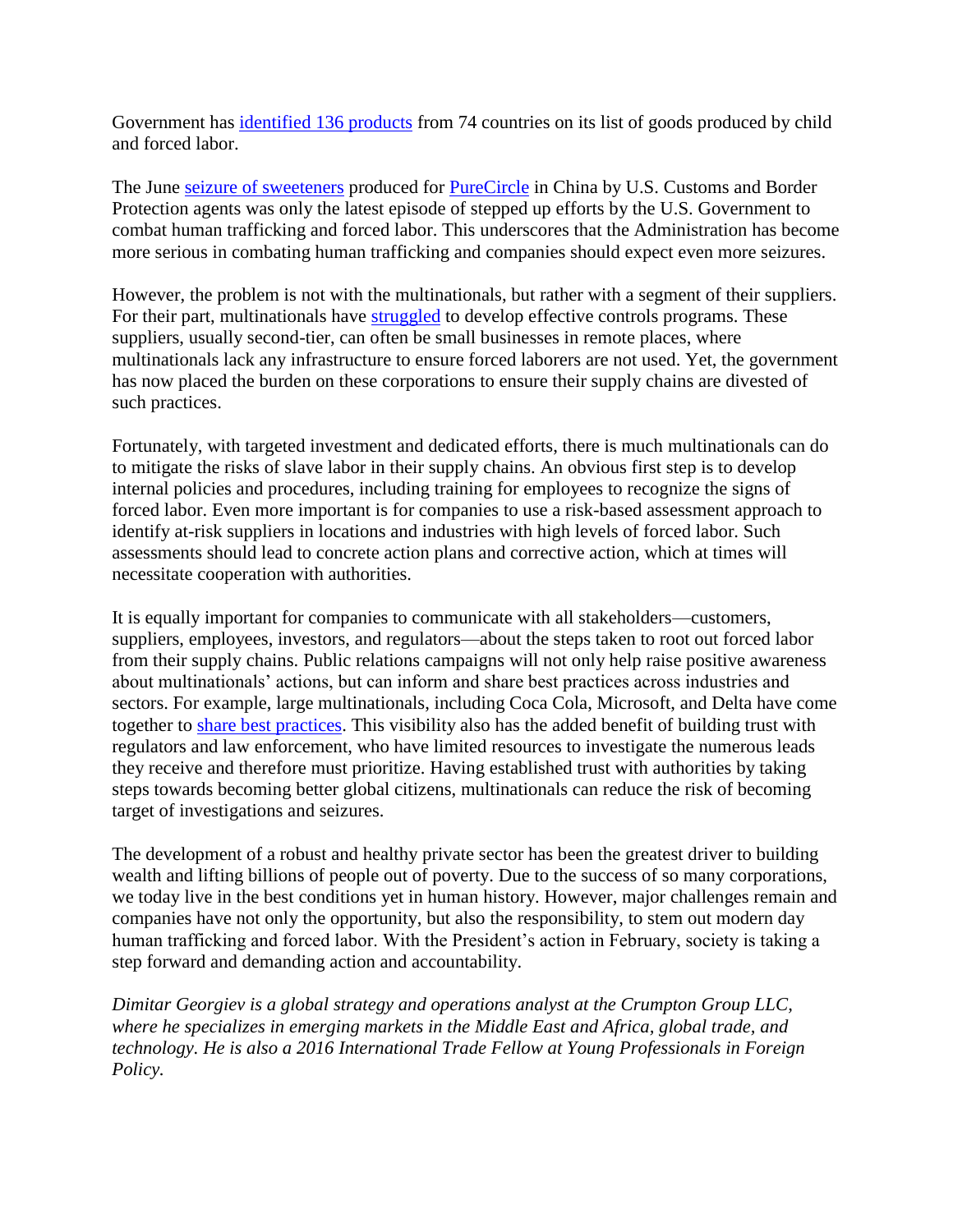Government has identified 136 products from 74 countries on its list of goods produced by child and forced labor.

The June seizure of sweeteners produced for PureCircle in China by U.S. Customs and Border Protection agents was only the latest episode of stepped up efforts by the U.S. Government to combat human trafficking and forced labor. This underscores that the Administration has become more serious in combating human trafficking and companies should expect even more seizures.

However, the problem is not with the multinationals, but rather with a segment of their suppliers. For their part, multinationals have struggled to develop effective controls programs. These suppliers, usually second-tier, can often be small businesses in remote places, where multinationals lack any infrastructure to ensure forced laborers are not used. Yet, the government has now placed the burden on these corporations to ensure their supply chains are divested of such practices.

Fortunately, with targeted investment and dedicated efforts, there is much multinationals can do to mitigate the risks of slave labor in their supply chains. An obvious first step is to develop internal policies and procedures, including training for employees to recognize the signs of forced labor. Even more important is for companies to use a risk-based assessment approach to identify at-risk suppliers in locations and industries with high levels of forced labor. Such assessments should lead to concrete action plans and corrective action, which at times will necessitate cooperation with authorities.

It is equally important for companies to communicate with all stakeholders—customers, suppliers, employees, investors, and regulators—about the steps taken to root out forced labor from their supply chains. Public relations campaigns will not only help raise positive awareness about multinationals' actions, but can inform and share best practices across industries and sectors. For example, large multinationals, including Coca Cola, Microsoft, and Delta have come together to share best practices. This visibility also has the added benefit of building trust with regulators and law enforcement, who have limited resources to investigate the numerous leads they receive and therefore must prioritize. Having established trust with authorities by taking steps towards becoming better global citizens, multinationals can reduce the risk of becoming target of investigations and seizures.

The development of a robust and healthy private sector has been the greatest driver to building wealth and lifting billions of people out of poverty. Due to the success of so many corporations, we today live in the best conditions yet in human history. However, major challenges remain and companies have not only the opportunity, but also the responsibility, to stem out modern day human trafficking and forced labor. With the President's action in February, society is taking a step forward and demanding action and accountability.

*Dimitar Georgiev is a global strategy and operations analyst at the Crumpton Group LLC, where he specializes in emerging markets in the Middle East and Africa, global trade, and technology. He is also a 2016 International Trade Fellow at Young Professionals in Foreign Policy.*